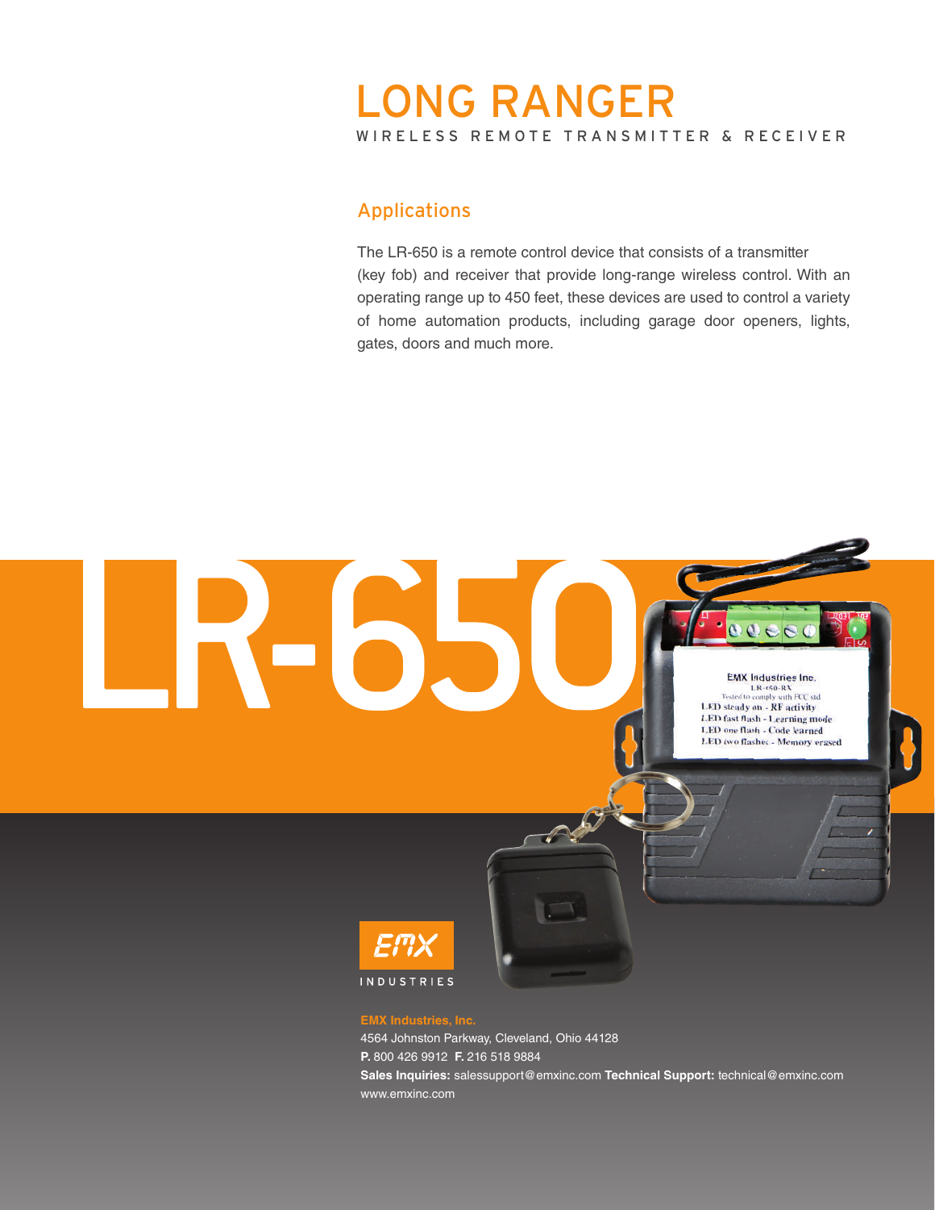# LONG RANGER

WIRELESS REMOTE TRANSMITTER & RECEIVER

## Applications

The LR-650 is a remote control device that consists of a transmitter (key fob) and receiver that provide long-range wireless control. With an operating range up to 450 feet, these devices are used to control a variety of home automation products, including garage door openers, lights, gates, doors and much more.

# LR-650

EMX Industries Inc.
LR-650-RX
Tested to comply with FCC std
LED steady on - RF activity
LED fast flash - Learning mode
LED one flash - Code learned
LED two flashes - Memory erased

EMX

INDUSTRIES

**EMX Industries, Inc.**
4564 Johnston Parkway, Cleveland, Ohio 44128
**P.** 800 426 9912 **F.** 216 518 9884
**Sales Inquiries:** salessupport@emxinc.com **Technical Support:** technical@emxinc.com
www.emxinc.com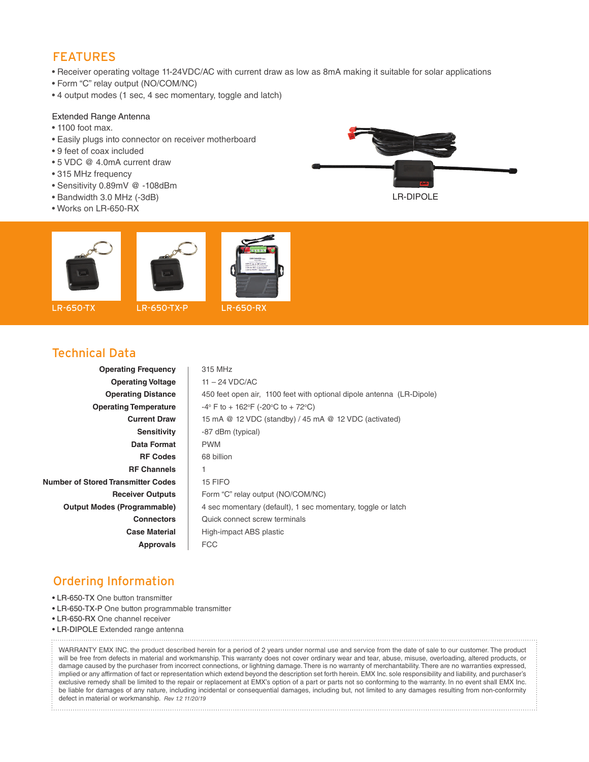## FEATURES

- Receiver operating voltage 11-24VDC/AC with current draw as low as 8mA making it suitable for solar applications
- Form "C" relay output (NO/COM/NC)
- 4 output modes (1 sec, 4 sec momentary, toggle and latch)

Extended Range Antenna

- 1100 foot max.
- Easily plugs into connector on receiver motherboard
- 9 feet of coax included
- 5 VDC @ 4.0mA current draw
- 315 MHz frequency
- Sensitivity 0.89mV @ -108dBm
- Bandwidth 3.0 MHz (-3dB)
- Works on LR-650-RX

LR-DIPOLE

LR-650-TX

LR-650-TX-P

LR-650-RX

## Technical Data

| | |
|---|---|
| **Operating Frequency** | 315 MHz |
| **Operating Voltage** | 11 – 24 VDC/AC |
| **Operating Distance** | 450 feet open air, 1100 feet with optional dipole antenna (LR-Dipole) |
| **Operating Temperature** | -4° F to + 162°F (-20°C to + 72°C) |
| **Current Draw** | 15 mA @ 12 VDC (standby) / 45 mA @ 12 VDC (activated) |
| **Sensitivity** | -87 dBm (typical) |
| **Data Format** | PWM |
| **RF Codes** | 68 billion |
| **RF Channels** | 1 |
| **Number of Stored Transmitter Codes** | 15 FIFO |
| **Receiver Outputs** | Form "C" relay output (NO/COM/NC) |
| **Output Modes (Programmable)** | 4 sec momentary (default), 1 sec momentary, toggle or latch |
| **Connectors** | Quick connect screw terminals |
| **Case Material** | High-impact ABS plastic |
| **Approvals** | FCC |

## Ordering Information

- LR-650-TX One button transmitter
- LR-650-TX-P One button programmable transmitter
- LR-650-RX One channel receiver
- LR-DIPOLE Extended range antenna

WARRANTY EMX INC. the product described herein for a period of 2 years under normal use and service from the date of sale to our customer. The product will be free from defects in material and workmanship. This warranty does not cover ordinary wear and tear, abuse, misuse, overloading, altered products, or damage caused by the purchaser from incorrect connections, or lightning damage. There is no warranty of merchantability. There are no warranties expressed, implied or any affirmation of fact or representation which extend beyond the description set forth herein. EMX Inc. sole responsibility and liability, and purchaser's exclusive remedy shall be limited to the repair or replacement at EMX's option of a part or parts not so conforming to the warranty. In no event shall EMX Inc. be liable for damages of any nature, including incidental or consequential damages, including but, not limited to any damages resulting from non-conformity defect in material or workmanship. *Rev 1.2 11/20/19*